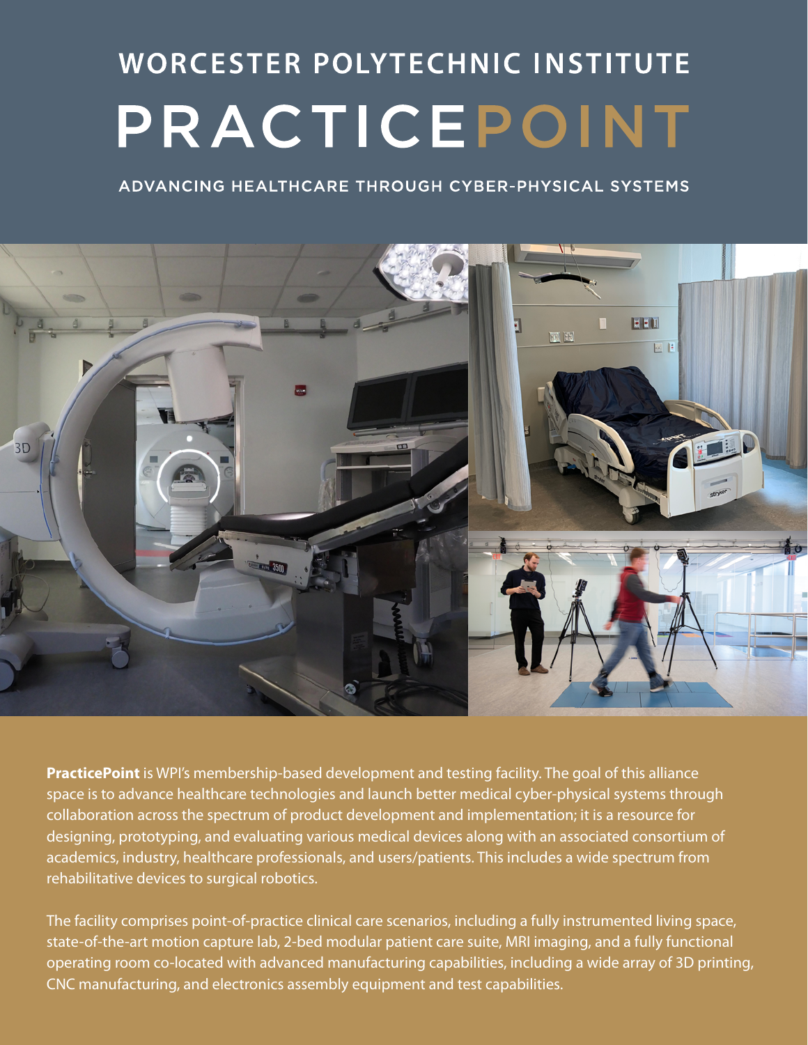# WORCESTER POLYTECHNIC INSTITUTE

# PRACTICEPOINT

## ADVANCING HEALTHCARE THROUGH CYBER-PHYSICAL SYSTEMS

**PracticePoint** is WPI's membership-based development and testing facility. The goal of this alliance space is to advance healthcare technologies and launch better medical cyber-physical systems through collaboration across the spectrum of product development and implementation; it is a resource for designing, prototyping, and evaluating various medical devices along with an associated consortium of academics, industry, healthcare professionals, and users/patients. This includes a wide spectrum from rehabilitative devices to surgical robotics.

The facility comprises point-of-practice clinical care scenarios, including a fully instrumented living space, state-of-the-art motion capture lab, 2-bed modular patient care suite, MRI imaging, and a fully functional operating room co-located with advanced manufacturing capabilities, including a wide array of 3D printing, CNC manufacturing, and electronics assembly equipment and test capabilities.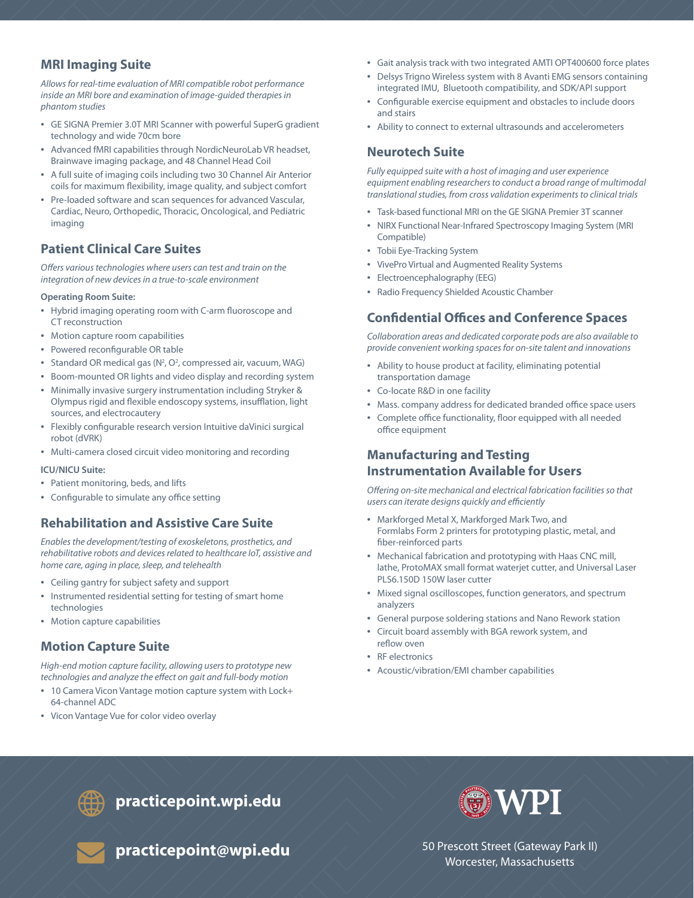## MRI Imaging Suite

*Allows for real-time evaluation of MRI compatible robot performance inside an MRI bore and examination of image-guided therapies in phantom studies*

- GE SIGNA Premier 3.0T MRI Scanner with powerful SuperG gradient technology and wide 70cm bore
- Advanced fMRI capabilities through NordicNeuroLab VR headset, Brainwave imaging package, and 48 Channel Head Coil
- A full suite of imaging coils including two 30 Channel Air Anterior coils for maximum flexibility, image quality, and subject comfort
- Pre-loaded software and scan sequences for advanced Vascular, Cardiac, Neuro, Orthopedic, Thoracic, Oncological, and Pediatric imaging

## Patient Clinical Care Suites

*Offers various technologies where users can test and train on the integration of new devices in a true-to-scale environment*

**Operating Room Suite:**

- Hybrid imaging operating room with C-arm fluoroscope and CT reconstruction
- Motion capture room capabilities
- Powered reconfigurable OR table
- Standard OR medical gas ($N^2$, $O^2$, compressed air, vacuum, WAG)
- Boom-mounted OR lights and video display and recording system
- Minimally invasive surgery instrumentation including Stryker & Olympus rigid and flexible endoscopy systems, insufflation, light sources, and electrocautery
- Flexibly configurable research version Intuitive daVinici surgical robot (dVRK)
- Multi-camera closed circuit video monitoring and recording

**ICU/NICU Suite:**

- Patient monitoring, beds, and lifts
- Configurable to simulate any office setting

## Rehabilitation and Assistive Care Suite

*Enables the development/testing of exoskeletons, prosthetics, and rehabilitative robots and devices related to healthcare IoT, assistive and home care, aging in place, sleep, and telehealth*

- Ceiling gantry for subject safety and support
- Instrumented residential setting for testing of smart home technologies
- Motion capture capabilities

## Motion Capture Suite

*High-end motion capture facility, allowing users to prototype new technologies and analyze the effect on gait and full-body motion*

- 10 Camera Vicon Vantage motion capture system with Lock+ 64-channel ADC
- Vicon Vantage Vue for color video overlay
- Gait analysis track with two integrated AMTI OPT400600 force plates
- Delsys Trigno Wireless system with 8 Avanti EMG sensors containing integrated IMU, Bluetooth compatibility, and SDK/API support
- Configurable exercise equipment and obstacles to include doors and stairs
- Ability to connect to external ultrasounds and accelerometers

## Neurotech Suite

*Fully equipped suite with a host of imaging and user experience equipment enabling researchers to conduct a broad range of multimodal translational studies, from cross validation experiments to clinical trials*

- Task-based functional MRI on the GE SIGNA Premier 3T scanner
- NIRX Functional Near-Infrared Spectroscopy Imaging System (MRI Compatible)
- Tobii Eye-Tracking System
- VivePro Virtual and Augmented Reality Systems
- Electroencephalography (EEG)
- Radio Frequency Shielded Acoustic Chamber

## Confidential Offices and Conference Spaces

*Collaboration areas and dedicated corporate pods are also available to provide convenient working spaces for on-site talent and innovations*

- Ability to house product at facility, eliminating potential transportation damage
- Co-locate R&D in one facility
- Mass. company address for dedicated branded office space users
- Complete office functionality, floor equipped with all needed office equipment

## Manufacturing and Testing Instrumentation Available for Users

*Offering on-site mechanical and electrical fabrication facilities so that users can iterate designs quickly and efficiently*

- Markforged Metal X, Markforged Mark Two, and Formlabs Form 2 printers for prototyping plastic, metal, and fiber-reinforced parts
- Mechanical fabrication and prototyping with Haas CNC mill, lathe, ProtoMAX small format waterjet cutter, and Universal Laser PLS6.150D 150W laser cutter
- Mixed signal oscilloscopes, function generators, and spectrum analyzers
- General purpose soldering stations and Nano Rework station
- Circuit board assembly with BGA rework system, and reflow oven
- RF electronics
- Acoustic/vibration/EMI chamber capabilities

**practicepoint.wpi.edu**

**practicepoint@wpi.edu**

WPI

50 Prescott Street (Gateway Park II)
Worcester, Massachusetts